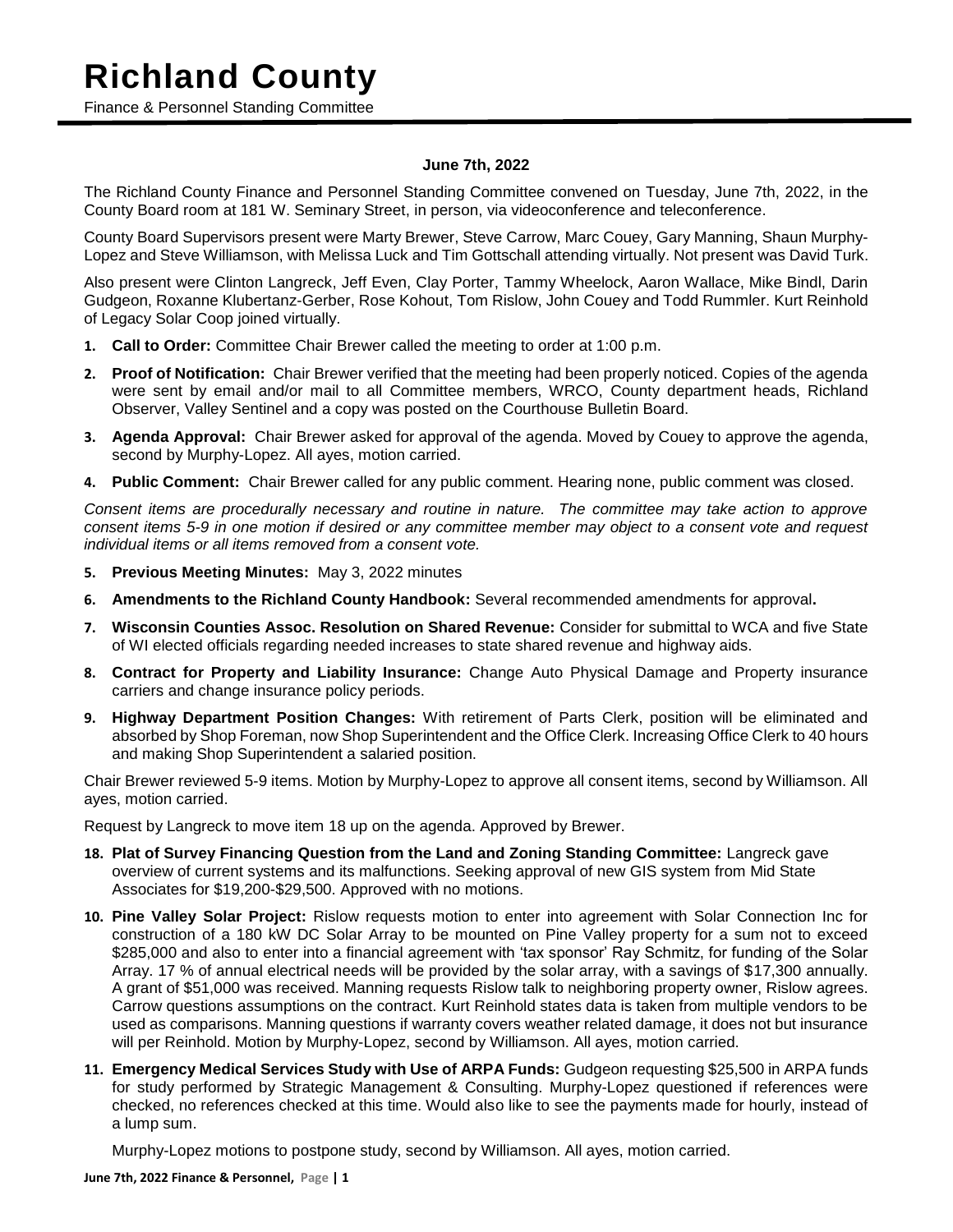# Richland County

Finance & Personnel Standing Committee

**June 7th, 2022**

The Richland County Finance and Personnel Standing Committee convened on Tuesday, June 7th, 2022, in the County Board room at 181 W. Seminary Street, in person, via videoconference and teleconference.

County Board Supervisors present were Marty Brewer, Steve Carrow, Marc Couey, Gary Manning, Shaun Murphy-Lopez and Steve Williamson, with Melissa Luck and Tim Gottschall attending virtually. Not present was David Turk.

Also present were Clinton Langreck, Jeff Even, Clay Porter, Tammy Wheelock, Aaron Wallace, Mike Bindl, Darin Gudgeon, Roxanne Klubertanz-Gerber, Rose Kohout, Tom Rislow, John Couey and Todd Rummler. Kurt Reinhold of Legacy Solar Coop joined virtually.

1. **Call to Order:** Committee Chair Brewer called the meeting to order at 1:00 p.m.
2. **Proof of Notification:** Chair Brewer verified that the meeting had been properly noticed. Copies of the agenda were sent by email and/or mail to all Committee members, WRCO, County department heads, Richland Observer, Valley Sentinel and a copy was posted on the Courthouse Bulletin Board.
3. **Agenda Approval:** Chair Brewer asked for approval of the agenda. Moved by Couey to approve the agenda, second by Murphy-Lopez. All ayes, motion carried.
4. **Public Comment:** Chair Brewer called for any public comment. Hearing none, public comment was closed.

*Consent items are procedurally necessary and routine in nature. The committee may take action to approve consent items 5-9 in one motion if desired or any committee member may object to a consent vote and request individual items or all items removed from a consent vote.*

5. **Previous Meeting Minutes:** May 3, 2022 minutes
6. **Amendments to the Richland County Handbook:** Several recommended amendments for approval**.**
7. **Wisconsin Counties Assoc. Resolution on Shared Revenue:** Consider for submittal to WCA and five State of WI elected officials regarding needed increases to state shared revenue and highway aids.
8. **Contract for Property and Liability Insurance:** Change Auto Physical Damage and Property insurance carriers and change insurance policy periods.
9. **Highway Department Position Changes:** With retirement of Parts Clerk, position will be eliminated and absorbed by Shop Foreman, now Shop Superintendent and the Office Clerk. Increasing Office Clerk to 40 hours and making Shop Superintendent a salaried position.

Chair Brewer reviewed 5-9 items. Motion by Murphy-Lopez to approve all consent items, second by Williamson. All ayes, motion carried.

Request by Langreck to move item 18 up on the agenda. Approved by Brewer.

18. **Plat of Survey Financing Question from the Land and Zoning Standing Committee:** Langreck gave overview of current systems and its malfunctions. Seeking approval of new GIS system from Mid State Associates for $19,200-$29,500. Approved with no motions.
10. **Pine Valley Solar Project:** Rislow requests motion to enter into agreement with Solar Connection Inc for construction of a 180 kW DC Solar Array to be mounted on Pine Valley property for a sum not to exceed $285,000 and also to enter into a financial agreement with 'tax sponsor' Ray Schmitz, for funding of the Solar Array. 17 % of annual electrical needs will be provided by the solar array, with a savings of $17,300 annually. A grant of $51,000 was received. Manning requests Rislow talk to neighboring property owner, Rislow agrees. Carrow questions assumptions on the contract. Kurt Reinhold states data is taken from multiple vendors to be used as comparisons. Manning questions if warranty covers weather related damage, it does not but insurance will per Reinhold. Motion by Murphy-Lopez, second by Williamson. All ayes, motion carried.
11. **Emergency Medical Services Study with Use of ARPA Funds:** Gudgeon requesting $25,500 in ARPA funds for study performed by Strategic Management & Consulting. Murphy-Lopez questioned if references were checked, no references checked at this time. Would also like to see the payments made for hourly, instead of a lump sum.

    Murphy-Lopez motions to postpone study, second by Williamson. All ayes, motion carried.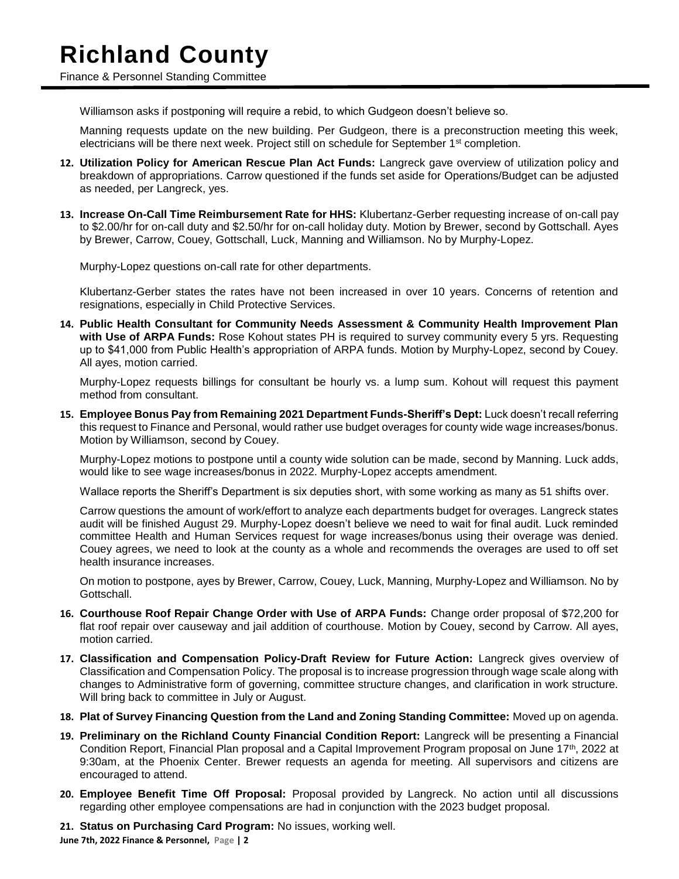Williamson asks if postponing will require a rebid, to which Gudgeon doesn't believe so.

Manning requests update on the new building. Per Gudgeon, there is a preconstruction meeting this week, electricians will be there next week. Project still on schedule for September 1st completion.

12. **Utilization Policy for American Rescue Plan Act Funds:** Langreck gave overview of utilization policy and breakdown of appropriations. Carrow questioned if the funds set aside for Operations/Budget can be adjusted as needed, per Langreck, yes.

13. **Increase On-Call Time Reimbursement Rate for HHS:** Klubertanz-Gerber requesting increase of on-call pay to $2.00/hr for on-call duty and $2.50/hr for on-call holiday duty. Motion by Brewer, second by Gottschall. Ayes by Brewer, Carrow, Couey, Gottschall, Luck, Manning and Williamson. No by Murphy-Lopez.

    Murphy-Lopez questions on-call rate for other departments.

    Klubertanz-Gerber states the rates have not been increased in over 10 years. Concerns of retention and resignations, especially in Child Protective Services.

14. **Public Health Consultant for Community Needs Assessment & Community Health Improvement Plan with Use of ARPA Funds:** Rose Kohout states PH is required to survey community every 5 yrs. Requesting up to $41,000 from Public Health's appropriation of ARPA funds. Motion by Murphy-Lopez, second by Couey. All ayes, motion carried.

    Murphy-Lopez requests billings for consultant be hourly vs. a lump sum. Kohout will request this payment method from consultant.

15. **Employee Bonus Pay from Remaining 2021 Department Funds-Sheriff's Dept:** Luck doesn't recall referring this request to Finance and Personal, would rather use budget overages for county wide wage increases/bonus. Motion by Williamson, second by Couey.

    Murphy-Lopez motions to postpone until a county wide solution can be made, second by Manning. Luck adds, would like to see wage increases/bonus in 2022. Murphy-Lopez accepts amendment.

    Wallace reports the Sheriff's Department is six deputies short, with some working as many as 51 shifts over.

    Carrow questions the amount of work/effort to analyze each departments budget for overages. Langreck states audit will be finished August 29. Murphy-Lopez doesn't believe we need to wait for final audit. Luck reminded committee Health and Human Services request for wage increases/bonus using their overage was denied. Couey agrees, we need to look at the county as a whole and recommends the overages are used to off set health insurance increases.

    On motion to postpone, ayes by Brewer, Carrow, Couey, Luck, Manning, Murphy-Lopez and Williamson. No by Gottschall.

16. **Courthouse Roof Repair Change Order with Use of ARPA Funds:** Change order proposal of $72,200 for flat roof repair over causeway and jail addition of courthouse. Motion by Couey, second by Carrow. All ayes, motion carried.

17. **Classification and Compensation Policy-Draft Review for Future Action:** Langreck gives overview of Classification and Compensation Policy. The proposal is to increase progression through wage scale along with changes to Administrative form of governing, committee structure changes, and clarification in work structure. Will bring back to committee in July or August.

18. **Plat of Survey Financing Question from the Land and Zoning Standing Committee:** Moved up on agenda.

19. **Preliminary on the Richland County Financial Condition Report:** Langreck will be presenting a Financial Condition Report, Financial Plan proposal and a Capital Improvement Program proposal on June 17th, 2022 at 9:30am, at the Phoenix Center. Brewer requests an agenda for meeting. All supervisors and citizens are encouraged to attend.

20. **Employee Benefit Time Off Proposal:** Proposal provided by Langreck. No action until all discussions regarding other employee compensations are had in conjunction with the 2023 budget proposal.

21. **Status on Purchasing Card Program:** No issues, working well.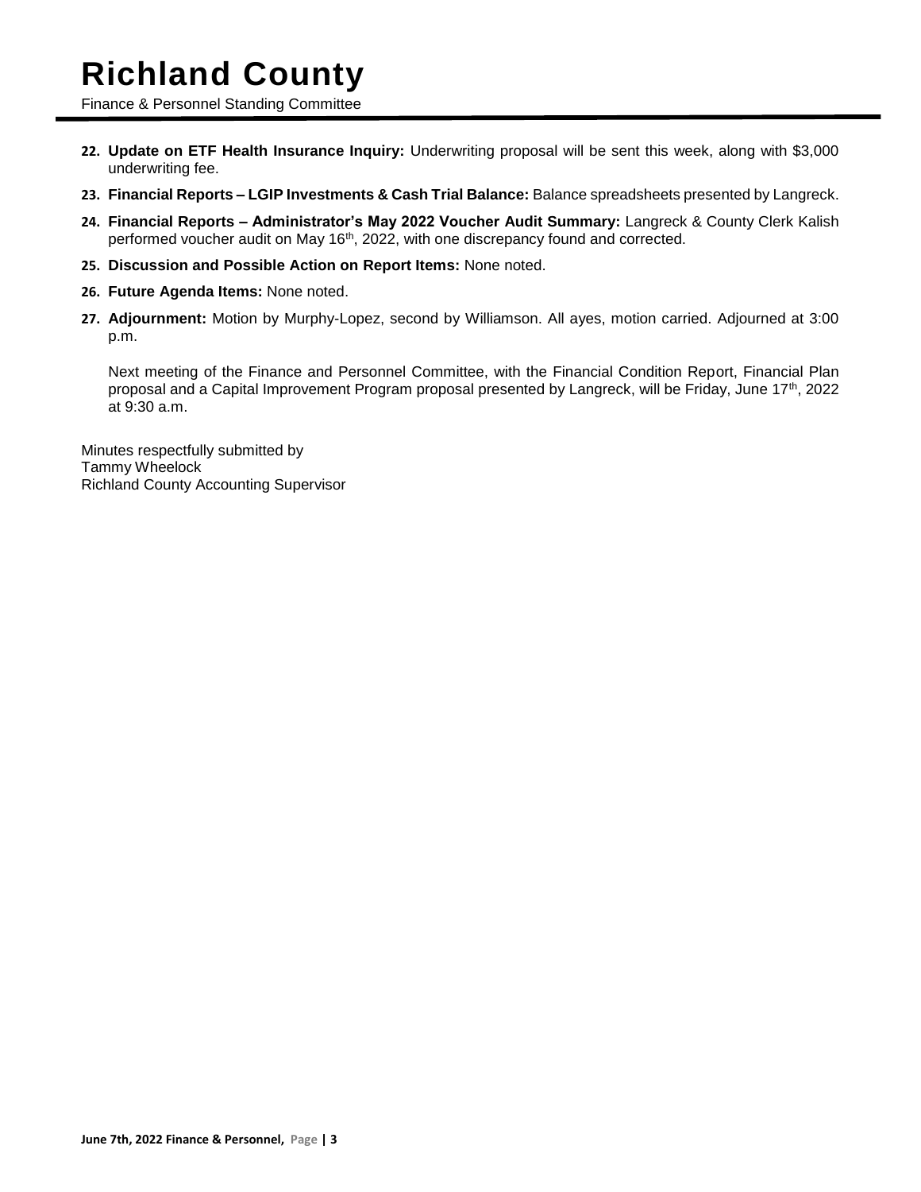# Richland County

Finance & Personnel Standing Committee

22. **Update on ETF Health Insurance Inquiry:** Underwriting proposal will be sent this week, along with $3,000 underwriting fee.
23. **Financial Reports – LGIP Investments & Cash Trial Balance:** Balance spreadsheets presented by Langreck.
24. **Financial Reports – Administrator's May 2022 Voucher Audit Summary:** Langreck & County Clerk Kalish performed voucher audit on May 16th, 2022, with one discrepancy found and corrected.
25. **Discussion and Possible Action on Report Items:** None noted.
26. **Future Agenda Items:** None noted.
27. **Adjournment:** Motion by Murphy-Lopez, second by Williamson. All ayes, motion carried. Adjourned at 3:00 p.m.

    Next meeting of the Finance and Personnel Committee, with the Financial Condition Report, Financial Plan proposal and a Capital Improvement Program proposal presented by Langreck, will be Friday, June 17th, 2022 at 9:30 a.m.

Minutes respectfully submitted by
Tammy Wheelock
Richland County Accounting Supervisor